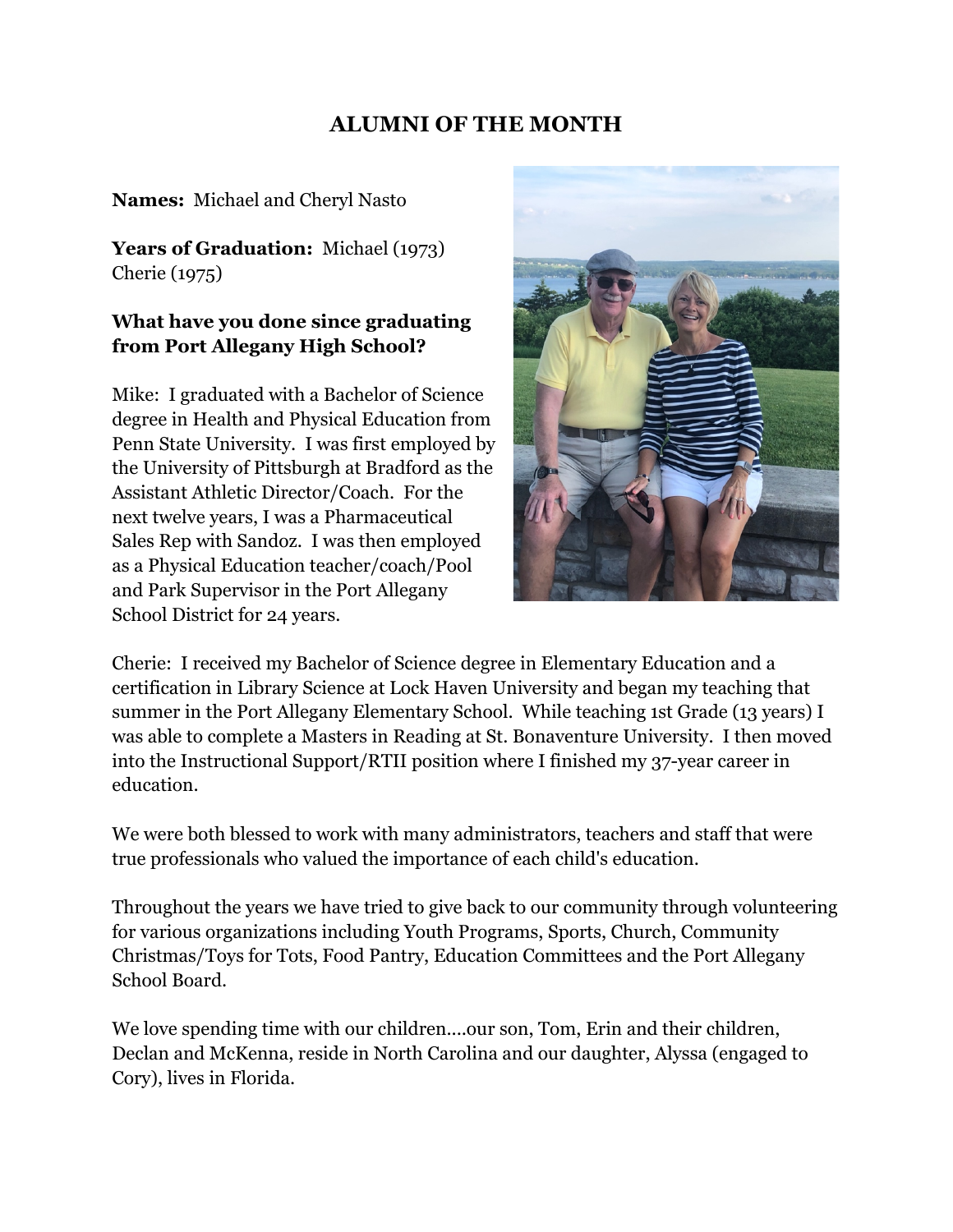# ALUMNI OF THE MONTH

**Names:** Michael and Cheryl Nasto

**Years of Graduation:** Michael (1973) Cherie (1975)

**What have you done since graduating from Port Allegany High School?**

Mike: I graduated with a Bachelor of Science degree in Health and Physical Education from Penn State University. I was first employed by the University of Pittsburgh at Bradford as the Assistant Athletic Director/Coach. For the next twelve years, I was a Pharmaceutical Sales Rep with Sandoz. I was then employed as a Physical Education teacher/coach/Pool and Park Supervisor in the Port Allegany School District for 24 years.

Cherie: I received my Bachelor of Science degree in Elementary Education and a certification in Library Science at Lock Haven University and began my teaching that summer in the Port Allegany Elementary School. While teaching 1st Grade (13 years) I was able to complete a Masters in Reading at St. Bonaventure University. I then moved into the Instructional Support/RTII position where I finished my 37-year career in education.

We were both blessed to work with many administrators, teachers and staff that were true professionals who valued the importance of each child's education.

Throughout the years we have tried to give back to our community through volunteering for various organizations including Youth Programs, Sports, Church, Community Christmas/Toys for Tots, Food Pantry, Education Committees and the Port Allegany School Board.

We love spending time with our children....our son, Tom, Erin and their children, Declan and McKenna, reside in North Carolina and our daughter, Alyssa (engaged to Cory), lives in Florida.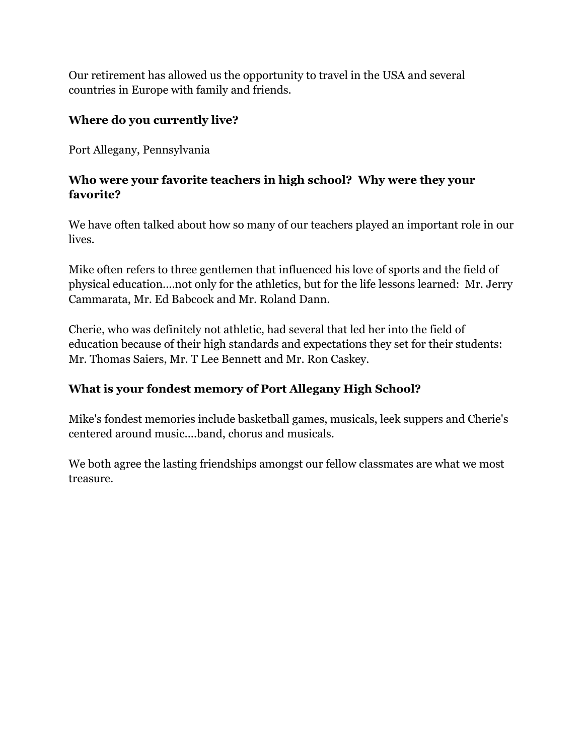Our retirement has allowed us the opportunity to travel in the USA and several countries in Europe with family and friends.

**Where do you currently live?**

Port Allegany, Pennsylvania

**Who were your favorite teachers in high school? Why were they your favorite?**

We have often talked about how so many of our teachers played an important role in our lives.

Mike often refers to three gentlemen that influenced his love of sports and the field of physical education....not only for the athletics, but for the life lessons learned: Mr. Jerry Cammarata, Mr. Ed Babcock and Mr. Roland Dann.

Cherie, who was definitely not athletic, had several that led her into the field of education because of their high standards and expectations they set for their students: Mr. Thomas Saiers, Mr. T Lee Bennett and Mr. Ron Caskey.

**What is your fondest memory of Port Allegany High School?**

Mike's fondest memories include basketball games, musicals, leek suppers and Cherie's centered around music....band, chorus and musicals.

We both agree the lasting friendships amongst our fellow classmates are what we most treasure.